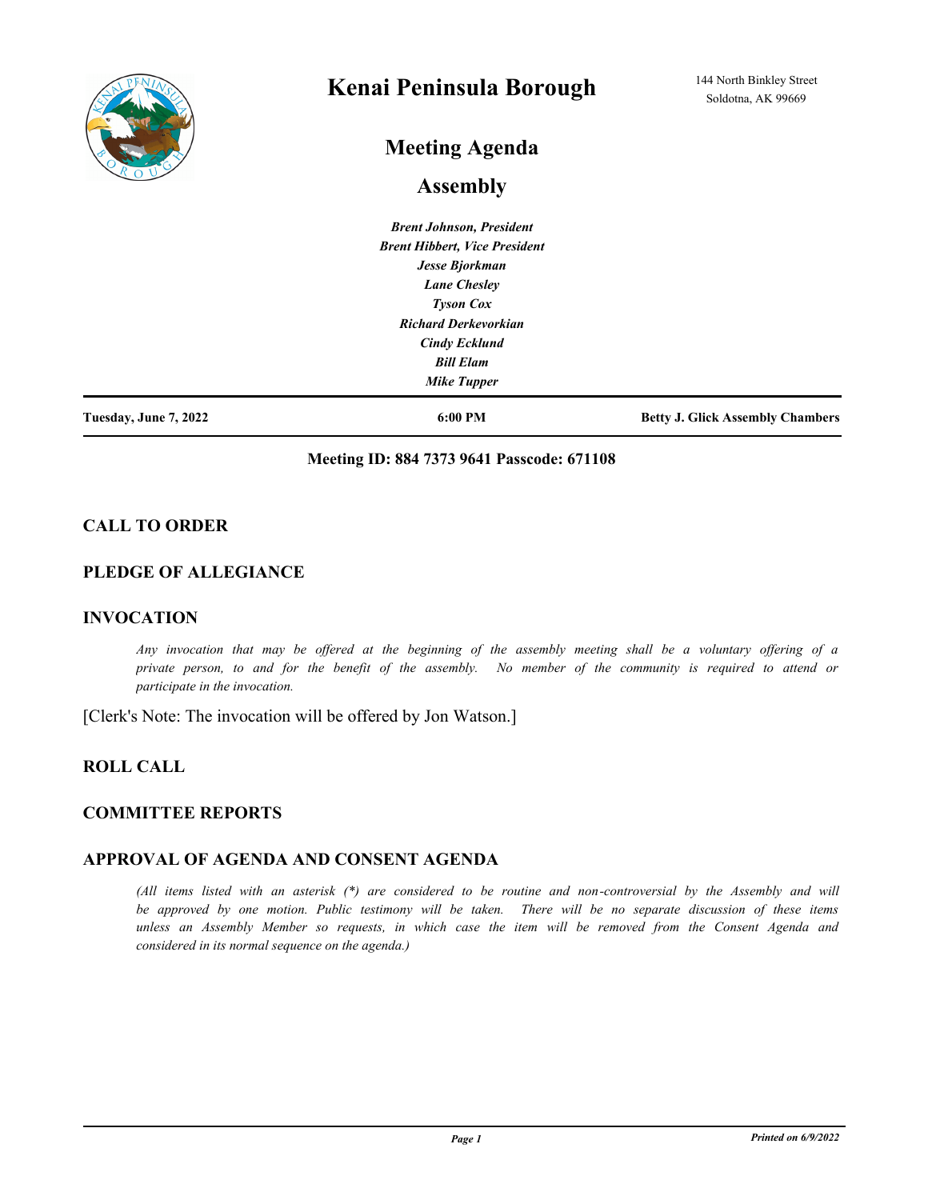# Kenai Peninsula Borough

144 North Binkley Street
Soldotna, AK 99669

## Meeting Agenda

## Assembly

*Brent Johnson, President*
*Brent Hibbert, Vice President*
*Jesse Bjorkman*
*Lane Chesley*
*Tyson Cox*
*Richard Derkevorkian*
*Cindy Ecklund*
*Bill Elam*
*Mike Tupper*

**Tuesday, June 7, 2022** | **6:00 PM** | **Betty J. Glick Assembly Chambers**

**Meeting ID: 884 7373 9641 Passcode: 671108**

### CALL TO ORDER

### PLEDGE OF ALLEGIANCE

### INVOCATION

*Any invocation that may be offered at the beginning of the assembly meeting shall be a voluntary offering of a private person, to and for the benefit of the assembly. No member of the community is required to attend or participate in the invocation.*

[Clerk's Note: The invocation will be offered by Jon Watson.]

### ROLL CALL

### COMMITTEE REPORTS

### APPROVAL OF AGENDA AND CONSENT AGENDA

*(All items listed with an asterisk (*) are considered to be routine and non-controversial by the Assembly and will be approved by one motion. Public testimony will be taken. There will be no separate discussion of these items unless an Assembly Member so requests, in which case the item will be removed from the Consent Agenda and considered in its normal sequence on the agenda.)*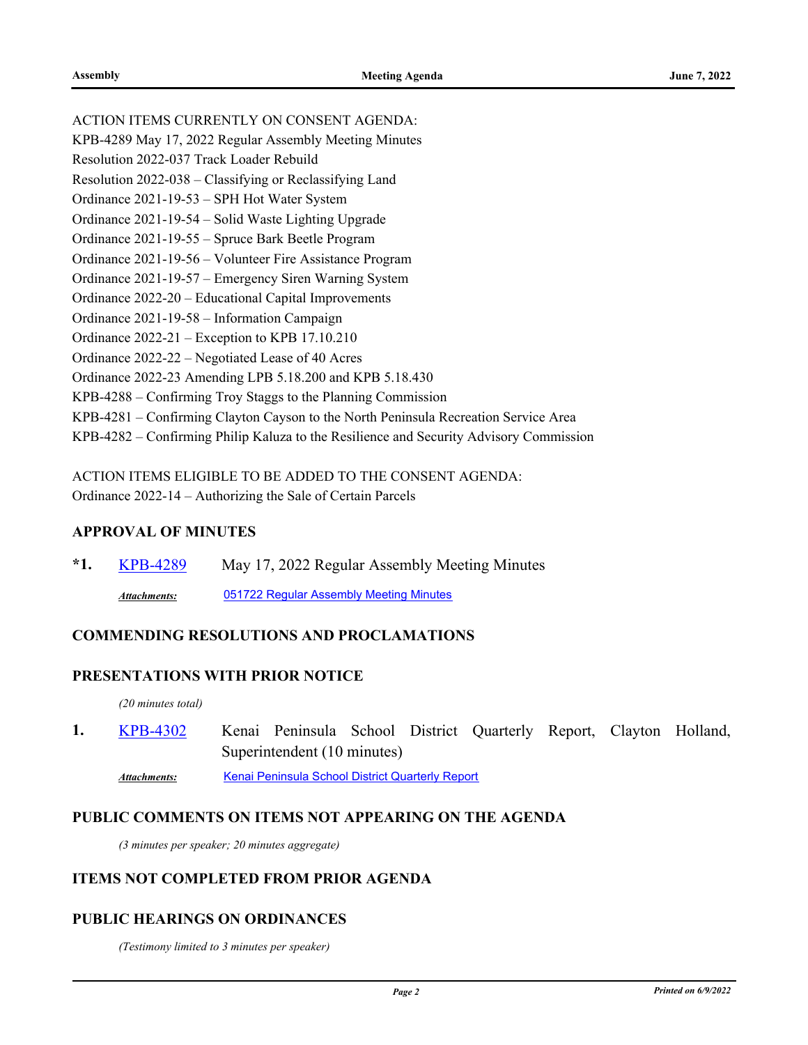ACTION ITEMS CURRENTLY ON CONSENT AGENDA:
KPB-4289 May 17, 2022 Regular Assembly Meeting Minutes
Resolution 2022-037 Track Loader Rebuild
Resolution 2022-038 – Classifying or Reclassifying Land
Ordinance 2021-19-53 – SPH Hot Water System
Ordinance 2021-19-54 – Solid Waste Lighting Upgrade
Ordinance 2021-19-55 – Spruce Bark Beetle Program
Ordinance 2021-19-56 – Volunteer Fire Assistance Program
Ordinance 2021-19-57 – Emergency Siren Warning System
Ordinance 2022-20 – Educational Capital Improvements
Ordinance 2021-19-58 – Information Campaign
Ordinance 2022-21 – Exception to KPB 17.10.210
Ordinance 2022-22 – Negotiated Lease of 40 Acres
Ordinance 2022-23 Amending LPB 5.18.200 and KPB 5.18.430
KPB-4288 – Confirming Troy Staggs to the Planning Commission
KPB-4281 – Confirming Clayton Cayson to the North Peninsula Recreation Service Area
KPB-4282 – Confirming Philip Kaluza to the Resilience and Security Advisory Commission

ACTION ITEMS ELIGIBLE TO BE ADDED TO THE CONSENT AGENDA:
Ordinance 2022-14 – Authorizing the Sale of Certain Parcels

## APPROVAL OF MINUTES

**\*1.** KPB-4289 May 17, 2022 Regular Assembly Meeting Minutes

*Attachments:* 051722 Regular Assembly Meeting Minutes

## COMMENDING RESOLUTIONS AND PROCLAMATIONS

## PRESENTATIONS WITH PRIOR NOTICE

*(20 minutes total)*

**1.** KPB-4302 Kenai Peninsula School District Quarterly Report, Clayton Holland, Superintendent (10 minutes)

*Attachments:* Kenai Peninsula School District Quarterly Report

## PUBLIC COMMENTS ON ITEMS NOT APPEARING ON THE AGENDA

*(3 minutes per speaker; 20 minutes aggregate)*

## ITEMS NOT COMPLETED FROM PRIOR AGENDA

## PUBLIC HEARINGS ON ORDINANCES

*(Testimony limited to 3 minutes per speaker)*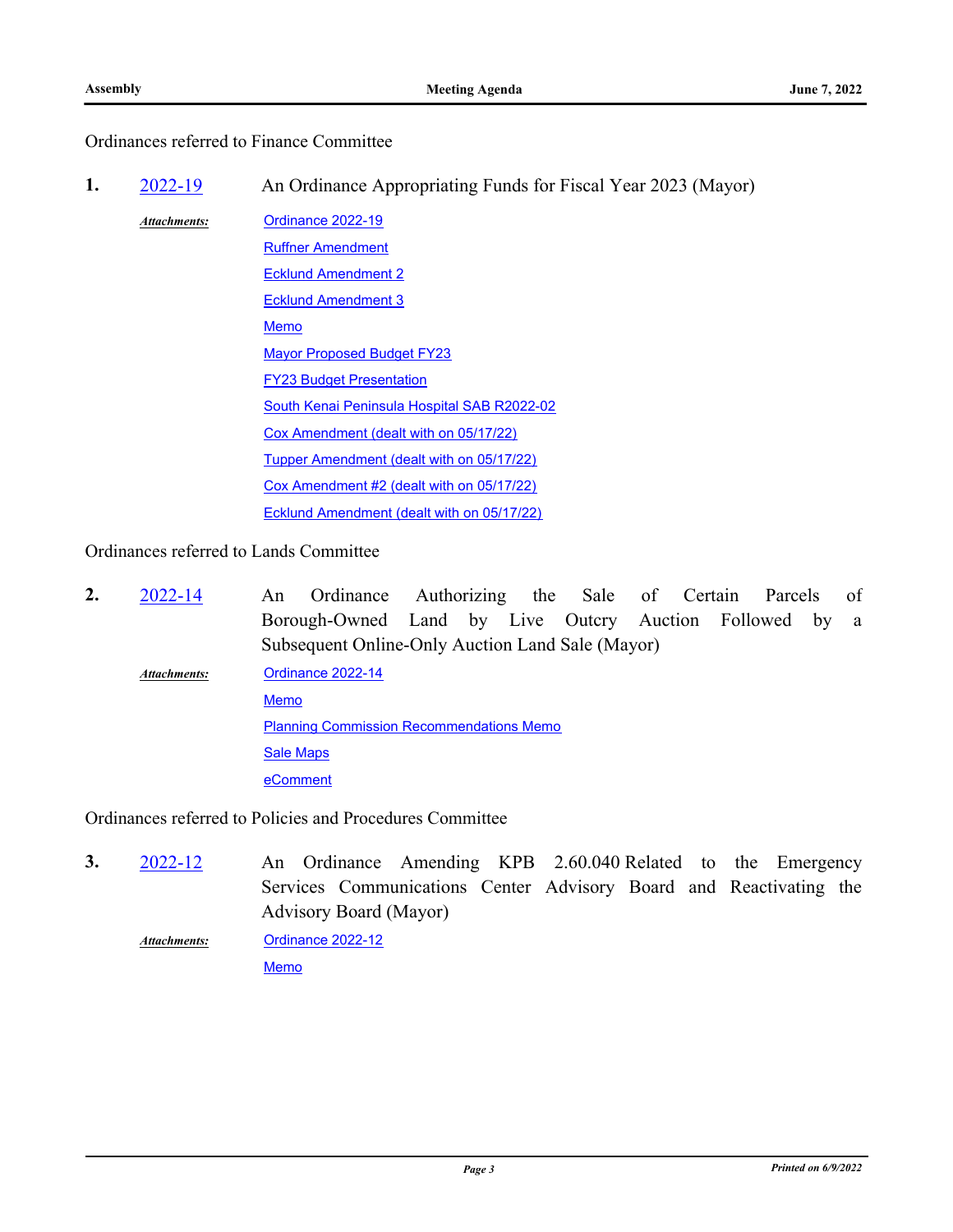Ordinances referred to Finance Committee

**1.** 2022-19 An Ordinance Appropriating Funds for Fiscal Year 2023 (Mayor)

***Attachments:***
- Ordinance 2022-19
- Ruffner Amendment
- Ecklund Amendment 2
- Ecklund Amendment 3
- Memo
- Mayor Proposed Budget FY23
- FY23 Budget Presentation
- South Kenai Peninsula Hospital SAB R2022-02
- Cox Amendment (dealt with on 05/17/22)
- Tupper Amendment (dealt with on 05/17/22)
- Cox Amendment #2 (dealt with on 05/17/22)
- Ecklund Amendment (dealt with on 05/17/22)

Ordinances referred to Lands Committee

**2.** 2022-14 An Ordinance Authorizing the Sale of Certain Parcels of Borough-Owned Land by Live Outcry Auction Followed by a Subsequent Online-Only Auction Land Sale (Mayor)

***Attachments:***
- Ordinance 2022-14
- Memo
- Planning Commission Recommendations Memo
- Sale Maps
- eComment

Ordinances referred to Policies and Procedures Committee

**3.** 2022-12 An Ordinance Amending KPB 2.60.040 Related to the Emergency Services Communications Center Advisory Board and Reactivating the Advisory Board (Mayor)

***Attachments:***
- Ordinance 2022-12
- Memo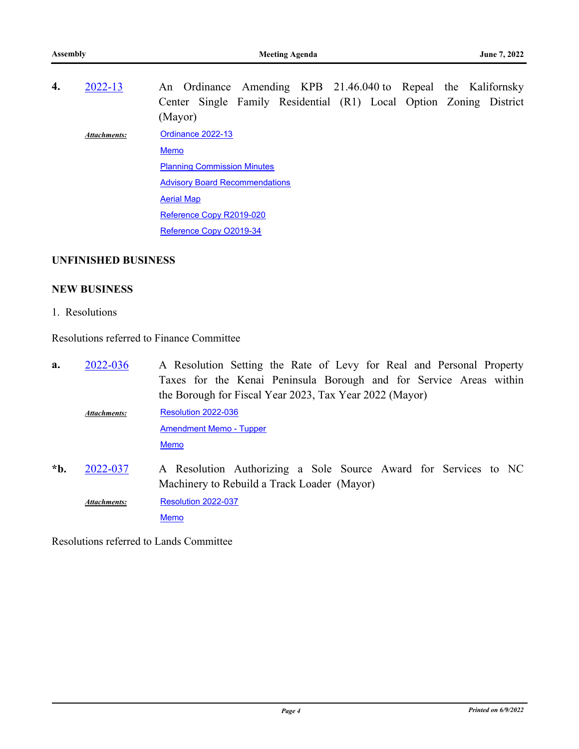**4.** [2022-13] An Ordinance Amending KPB 21.46.040 to Repeal the Kalifornsky Center Single Family Residential (R1) Local Option Zoning District (Mayor)

*Attachments:*
- Ordinance 2022-13
- Memo
- Planning Commission Minutes
- Advisory Board Recommendations
- Aerial Map
- Reference Copy R2019-020
- Reference Copy O2019-34

**UNFINISHED BUSINESS**

**NEW BUSINESS**

1. Resolutions

Resolutions referred to Finance Committee

**a.** [2022-036] A Resolution Setting the Rate of Levy for Real and Personal Property Taxes for the Kenai Peninsula Borough and for Service Areas within the Borough for Fiscal Year 2023, Tax Year 2022 (Mayor)

*Attachments:*
- Resolution 2022-036
- Amendment Memo - Tupper
- Memo

***b.** [2022-037] A Resolution Authorizing a Sole Source Award for Services to NC Machinery to Rebuild a Track Loader (Mayor)

*Attachments:*
- Resolution 2022-037
- Memo

Resolutions referred to Lands Committee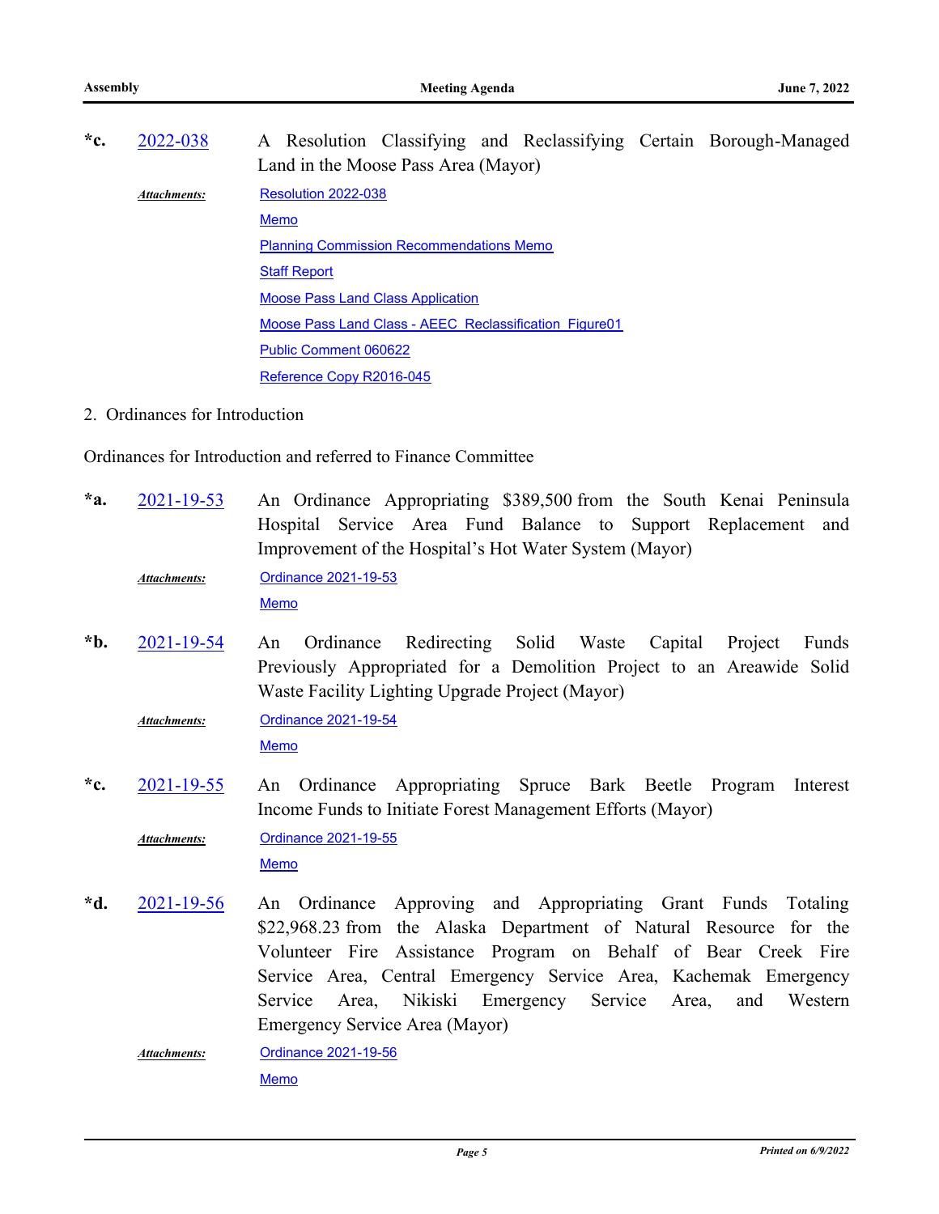**\*c.** 2022-038 A Resolution Classifying and Reclassifying Certain Borough-Managed Land in the Moose Pass Area (Mayor)

*Attachments:*
- Resolution 2022-038
- Memo
- Planning Commission Recommendations Memo
- Staff Report
- Moose Pass Land Class Application
- Moose Pass Land Class - AEEC_Reclassification_Figure01
- Public Comment 060622
- Reference Copy R2016-045

2. Ordinances for Introduction

Ordinances for Introduction and referred to Finance Committee

**\*a.** 2021-19-53 An Ordinance Appropriating $389,500 from the South Kenai Peninsula Hospital Service Area Fund Balance to Support Replacement and Improvement of the Hospital's Hot Water System (Mayor)

*Attachments:*
- Ordinance 2021-19-53
- Memo

**\*b.** 2021-19-54 An Ordinance Redirecting Solid Waste Capital Project Funds Previously Appropriated for a Demolition Project to an Areawide Solid Waste Facility Lighting Upgrade Project (Mayor)

*Attachments:*
- Ordinance 2021-19-54
- Memo

**\*c.** 2021-19-55 An Ordinance Appropriating Spruce Bark Beetle Program Interest Income Funds to Initiate Forest Management Efforts (Mayor)

*Attachments:*
- Ordinance 2021-19-55
- Memo

**\*d.** 2021-19-56 An Ordinance Approving and Appropriating Grant Funds Totaling $22,968.23 from the Alaska Department of Natural Resource for the Volunteer Fire Assistance Program on Behalf of Bear Creek Fire Service Area, Central Emergency Service Area, Kachemak Emergency Service Area, Nikiski Emergency Service Area, and Western Emergency Service Area (Mayor)

*Attachments:*
- Ordinance 2021-19-56
- Memo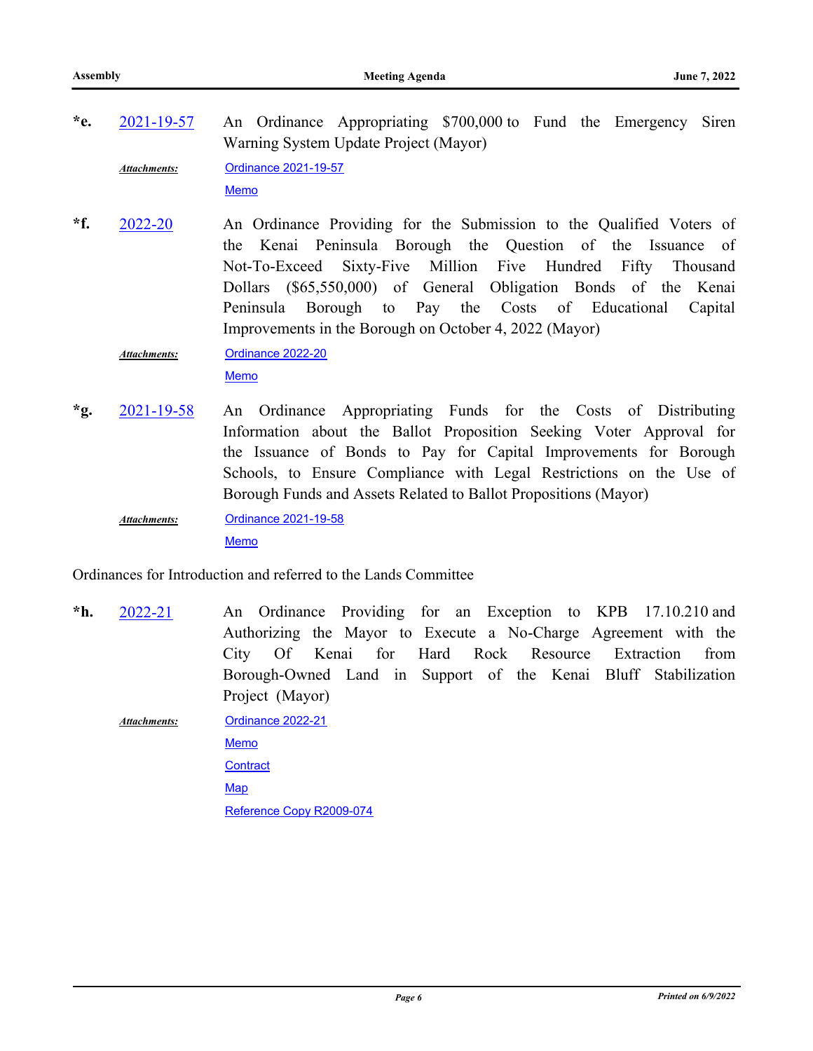**\*e.** 2021-19-57 An Ordinance Appropriating $700,000 to Fund the Emergency Siren Warning System Update Project (Mayor)

*Attachments:* Ordinance 2021-19-57

Memo

**\*f.** 2022-20 An Ordinance Providing for the Submission to the Qualified Voters of the Kenai Peninsula Borough the Question of the Issuance of Not-To-Exceed Sixty-Five Million Five Hundred Fifty Thousand Dollars ($65,550,000) of General Obligation Bonds of the Kenai Peninsula Borough to Pay the Costs of Educational Capital Improvements in the Borough on October 4, 2022 (Mayor)

*Attachments:* Ordinance 2022-20

Memo

**\*g.** 2021-19-58 An Ordinance Appropriating Funds for the Costs of Distributing Information about the Ballot Proposition Seeking Voter Approval for the Issuance of Bonds to Pay for Capital Improvements for Borough Schools, to Ensure Compliance with Legal Restrictions on the Use of Borough Funds and Assets Related to Ballot Propositions (Mayor)

*Attachments:* Ordinance 2021-19-58

Memo

Ordinances for Introduction and referred to the Lands Committee

**\*h.** 2022-21 An Ordinance Providing for an Exception to KPB 17.10.210 and Authorizing the Mayor to Execute a No-Charge Agreement with the City Of Kenai for Hard Rock Resource Extraction from Borough-Owned Land in Support of the Kenai Bluff Stabilization Project (Mayor)

*Attachments:* Ordinance 2022-21

Memo

Contract

Map

Reference Copy R2009-074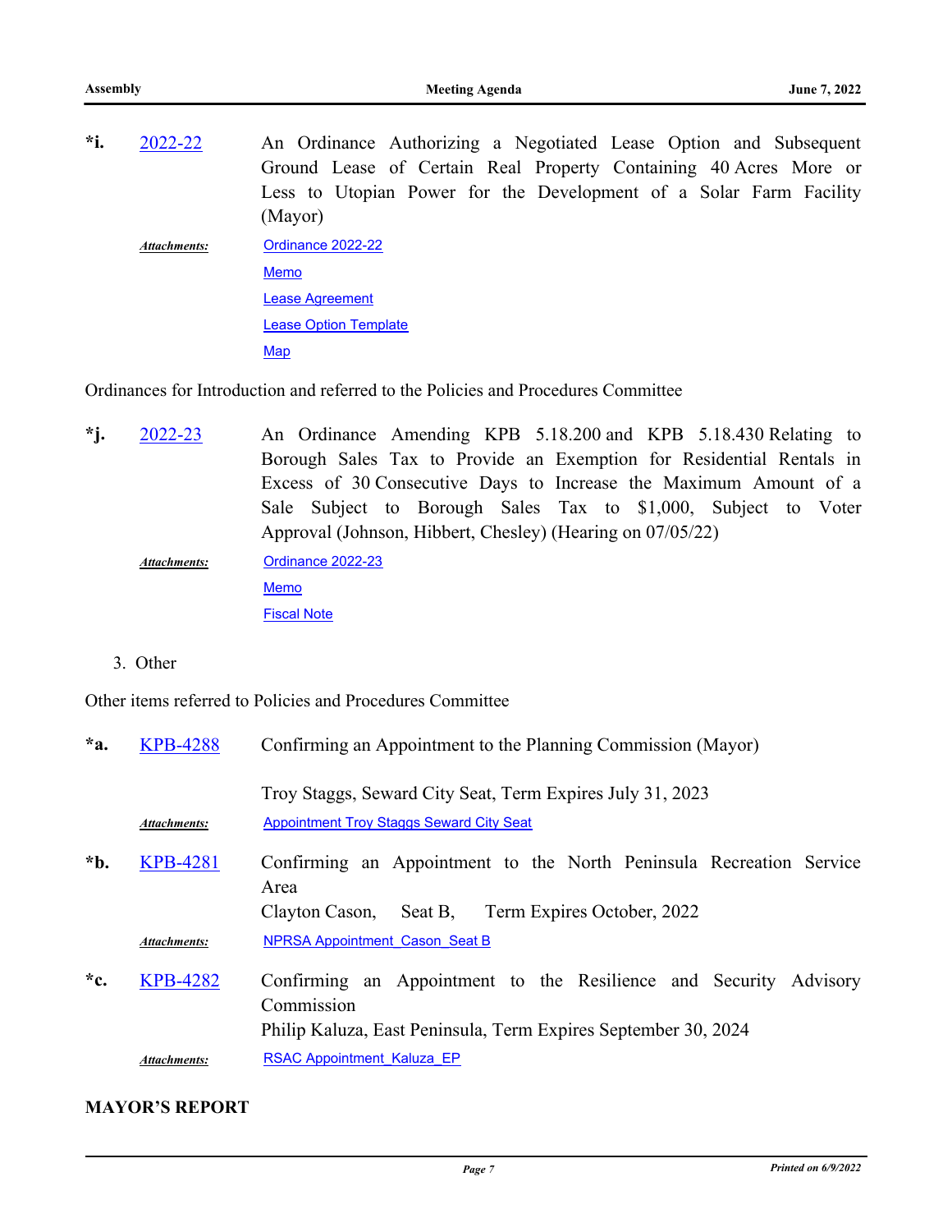*i. 2022-22 An Ordinance Authorizing a Negotiated Lease Option and Subsequent Ground Lease of Certain Real Property Containing 40 Acres More or Less to Utopian Power for the Development of a Solar Farm Facility (Mayor)

*Attachments:* Ordinance 2022-22
Memo
Lease Agreement
Lease Option Template
Map

Ordinances for Introduction and referred to the Policies and Procedures Committee

*j. 2022-23 An Ordinance Amending KPB 5.18.200 and KPB 5.18.430 Relating to Borough Sales Tax to Provide an Exemption for Residential Rentals in Excess of 30 Consecutive Days to Increase the Maximum Amount of a Sale Subject to Borough Sales Tax to $1,000, Subject to Voter Approval (Johnson, Hibbert, Chesley) (Hearing on 07/05/22)

*Attachments:* Ordinance 2022-23
Memo
Fiscal Note

3. Other

Other items referred to Policies and Procedures Committee

*a. KPB-4288 Confirming an Appointment to the Planning Commission (Mayor)

Troy Staggs, Seward City Seat, Term Expires July 31, 2023

*Attachments:* Appointment Troy Staggs Seward City Seat

*b. KPB-4281 Confirming an Appointment to the North Peninsula Recreation Service Area
Clayton Cason, Seat B, Term Expires October, 2022

*Attachments:* NPRSA Appointment_Cason_Seat B

*c. KPB-4282 Confirming an Appointment to the Resilience and Security Advisory Commission
Philip Kaluza, East Peninsula, Term Expires September 30, 2024

*Attachments:* RSAC Appointment_Kaluza_EP

**MAYOR'S REPORT**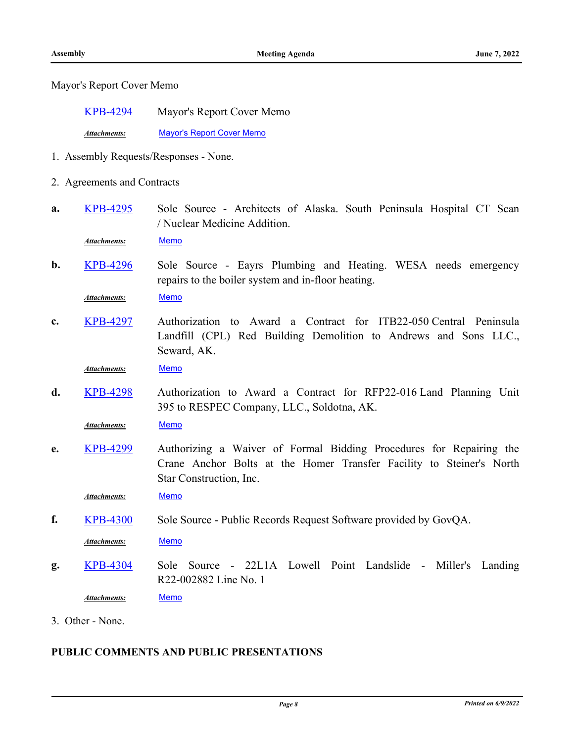Mayor's Report Cover Memo

KPB-4294 Mayor's Report Cover Memo

*Attachments:* Mayor's Report Cover Memo

1. Assembly Requests/Responses - None.

2. Agreements and Contracts

**a.** KPB-4295 Sole Source - Architects of Alaska. South Peninsula Hospital CT Scan / Nuclear Medicine Addition.

*Attachments:* Memo

**b.** KPB-4296 Sole Source - Eayrs Plumbing and Heating. WESA needs emergency repairs to the boiler system and in-floor heating.

*Attachments:* Memo

**c.** KPB-4297 Authorization to Award a Contract for ITB22-050 Central Peninsula Landfill (CPL) Red Building Demolition to Andrews and Sons LLC., Seward, AK.

*Attachments:* Memo

**d.** KPB-4298 Authorization to Award a Contract for RFP22-016 Land Planning Unit 395 to RESPEC Company, LLC., Soldotna, AK.

*Attachments:* Memo

**e.** KPB-4299 Authorizing a Waiver of Formal Bidding Procedures for Repairing the Crane Anchor Bolts at the Homer Transfer Facility to Steiner's North Star Construction, Inc.

*Attachments:* Memo

**f.** KPB-4300 Sole Source - Public Records Request Software provided by GovQA.

*Attachments:* Memo

**g.** KPB-4304 Sole Source - 22L1A Lowell Point Landslide - Miller's Landing R22-002882 Line No. 1

*Attachments:* Memo

3. Other - None.

**PUBLIC COMMENTS AND PUBLIC PRESENTATIONS**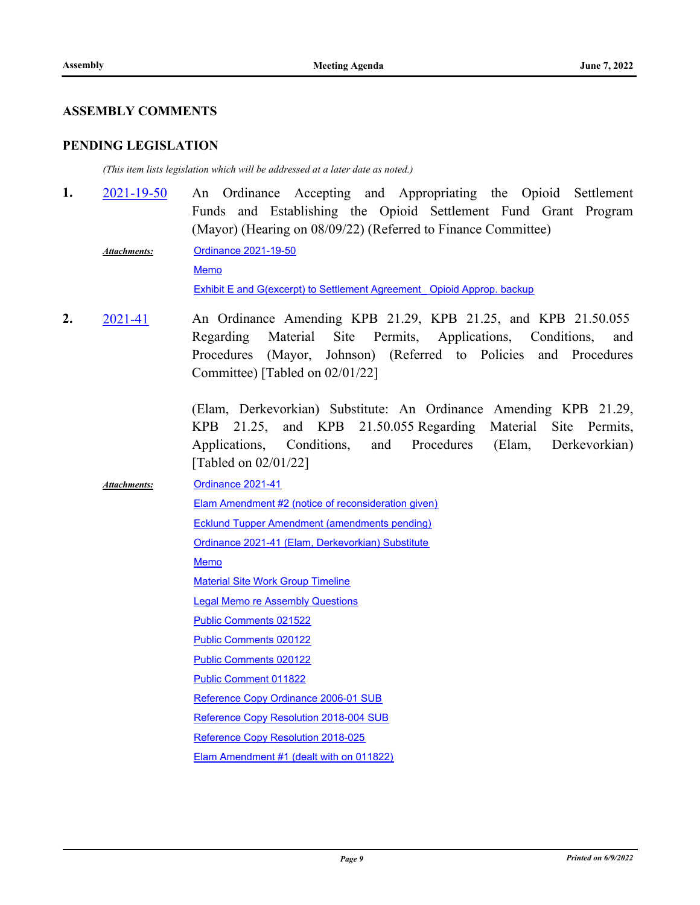## ASSEMBLY COMMENTS

## PENDING LEGISLATION

*(This item lists legislation which will be addressed at a later date as noted.)*

**1.** 2021-19-50 An Ordinance Accepting and Appropriating the Opioid Settlement Funds and Establishing the Opioid Settlement Fund Grant Program (Mayor) (Hearing on 08/09/22) (Referred to Finance Committee)

***Attachments:***
- Ordinance 2021-19-50
- Memo
- Exhibit E and G(excerpt) to Settlement Agreement_ Opioid Approp. backup

**2.** 2021-41 An Ordinance Amending KPB 21.29, KPB 21.25, and KPB 21.50.055 Regarding Material Site Permits, Applications, Conditions, and Procedures (Mayor, Johnson) (Referred to Policies and Procedures Committee) [Tabled on 02/01/22]

(Elam, Derkevorkian) Substitute: An Ordinance Amending KPB 21.29, KPB 21.25, and KPB 21.50.055 Regarding Material Site Permits, Applications, Conditions, and Procedures (Elam, Derkevorkian) [Tabled on 02/01/22]

***Attachments:***
- Ordinance 2021-41
- Elam Amendment #2 (notice of reconsideration given)
- Ecklund Tupper Amendment (amendments pending)
- Ordinance 2021-41 (Elam, Derkevorkian) Substitute
- Memo
- Material Site Work Group Timeline
- Legal Memo re Assembly Questions
- Public Comments 021522
- Public Comments 020122
- Public Comments 020122
- Public Comment 011822
- Reference Copy Ordinance 2006-01 SUB
- Reference Copy Resolution 2018-004 SUB
- Reference Copy Resolution 2018-025
- Elam Amendment #1 (dealt with on 011822)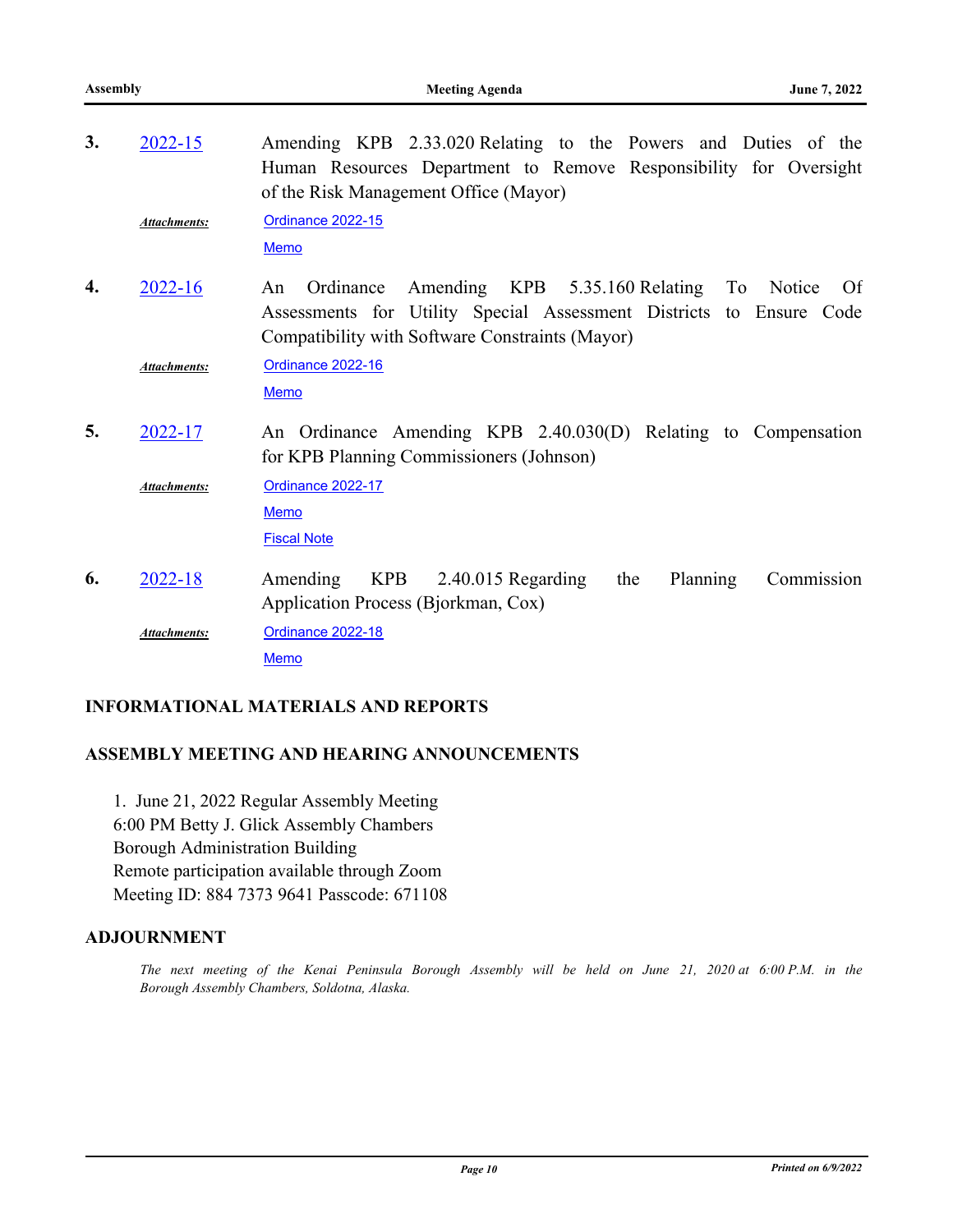**3.** 2022-15 Amending KPB 2.33.020 Relating to the Powers and Duties of the Human Resources Department to Remove Responsibility for Oversight of the Risk Management Office (Mayor)

*Attachments:* Ordinance 2022-15
Memo

**4.** 2022-16 An Ordinance Amending KPB 5.35.160 Relating To Notice Of Assessments for Utility Special Assessment Districts to Ensure Code Compatibility with Software Constraints (Mayor)

*Attachments:* Ordinance 2022-16
Memo

**5.** 2022-17 An Ordinance Amending KPB 2.40.030(D) Relating to Compensation for KPB Planning Commissioners (Johnson)

*Attachments:* Ordinance 2022-17
Memo
Fiscal Note

**6.** 2022-18 Amending KPB 2.40.015 Regarding the Planning Commission Application Process (Bjorkman, Cox)

*Attachments:* Ordinance 2022-18
Memo

## INFORMATIONAL MATERIALS AND REPORTS

## ASSEMBLY MEETING AND HEARING ANNOUNCEMENTS

1. June 21, 2022 Regular Assembly Meeting
6:00 PM Betty J. Glick Assembly Chambers
Borough Administration Building
Remote participation available through Zoom
Meeting ID: 884 7373 9641 Passcode: 671108

## ADJOURNMENT

*The next meeting of the Kenai Peninsula Borough Assembly will be held on June 21, 2020 at 6:00 P.M. in the Borough Assembly Chambers, Soldotna, Alaska.*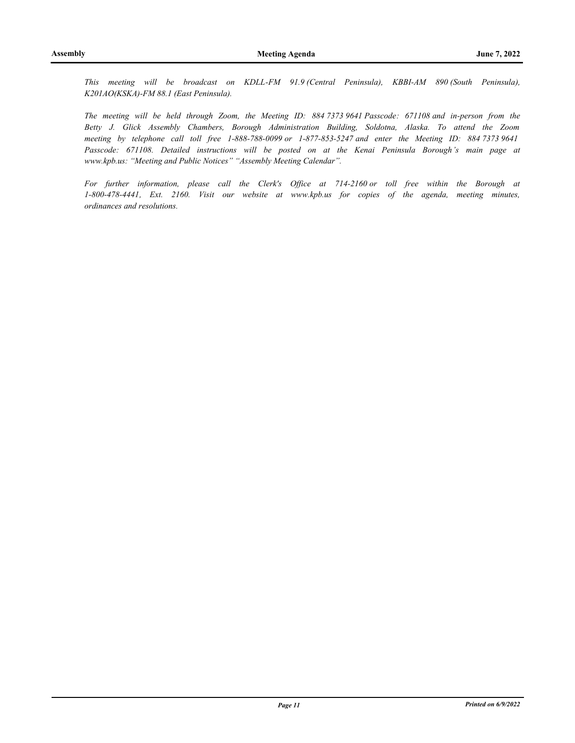*This meeting will be broadcast on KDLL-FM 91.9 (Central Peninsula), KBBI-AM 890 (South Peninsula), K201AO(KSKA)-FM 88.1 (East Peninsula).*

*The meeting will be held through Zoom, the Meeting ID: 884 7373 9641 Passcode: 671108 and in-person from the Betty J. Glick Assembly Chambers, Borough Administration Building, Soldotna, Alaska. To attend the Zoom meeting by telephone call toll free 1-888-788-0099 or 1-877-853-5247 and enter the Meeting ID: 884 7373 9641 Passcode: 671108. Detailed instructions will be posted on at the Kenai Peninsula Borough's main page at www.kpb.us: "Meeting and Public Notices" "Assembly Meeting Calendar".*

*For further information, please call the Clerk's Office at 714-2160 or toll free within the Borough at 1-800-478-4441, Ext. 2160. Visit our website at www.kpb.us for copies of the agenda, meeting minutes, ordinances and resolutions.*